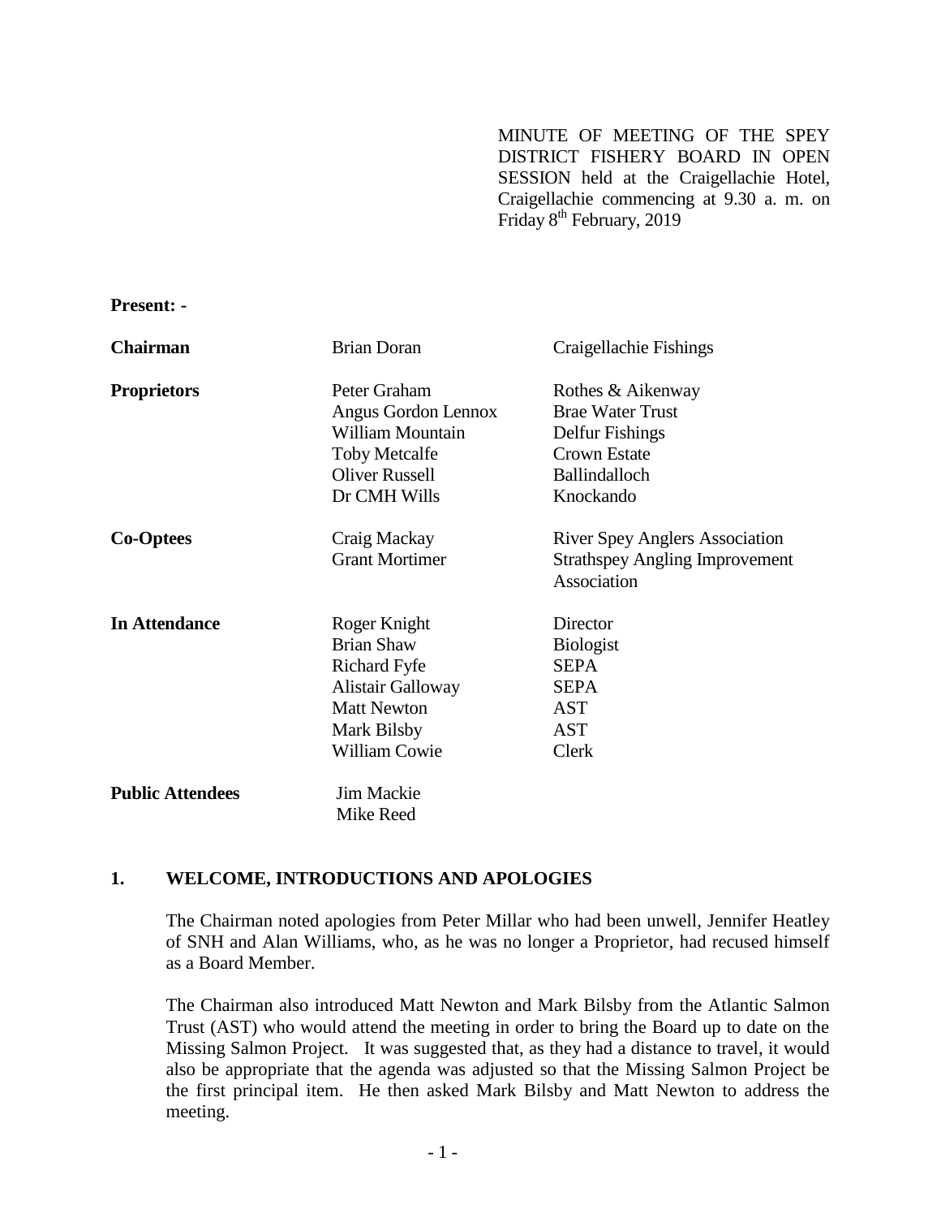MINUTE OF MEETING OF THE SPEY DISTRICT FISHERY BOARD IN OPEN SESSION held at the Craigellachie Hotel, Craigellachie commencing at 9.30 a. m. on Friday 8th February, 2019

**Present: -**

| | | |
|---|---|---|
| **Chairman** | Brian Doran | Craigellachie Fishings |
| **Proprietors** | Peter Graham | Rothes & Aikenway |
| | Angus Gordon Lennox | Brae Water Trust |
| | William Mountain | Delfur Fishings |
| | Toby Metcalfe | Crown Estate |
| | Oliver Russell | Ballindalloch |
| | Dr CMH Wills | Knockando |
| **Co-Optees** | Craig Mackay | River Spey Anglers Association |
| | Grant Mortimer | Strathspey Angling Improvement Association |
| **In Attendance** | Roger Knight | Director |
| | Brian Shaw | Biologist |
| | Richard Fyfe | SEPA |
| | Alistair Galloway | SEPA |
| | Matt Newton | AST |
| | Mark Bilsby | AST |
| | William Cowie | Clerk |
| **Public Attendees** | Jim Mackie | |
| | Mike Reed | |

## 1. WELCOME, INTRODUCTIONS AND APOLOGIES

The Chairman noted apologies from Peter Millar who had been unwell, Jennifer Heatley of SNH and Alan Williams, who, as he was no longer a Proprietor, had recused himself as a Board Member.

The Chairman also introduced Matt Newton and Mark Bilsby from the Atlantic Salmon Trust (AST) who would attend the meeting in order to bring the Board up to date on the Missing Salmon Project. It was suggested that, as they had a distance to travel, it would also be appropriate that the agenda was adjusted so that the Missing Salmon Project be the first principal item. He then asked Mark Bilsby and Matt Newton to address the meeting.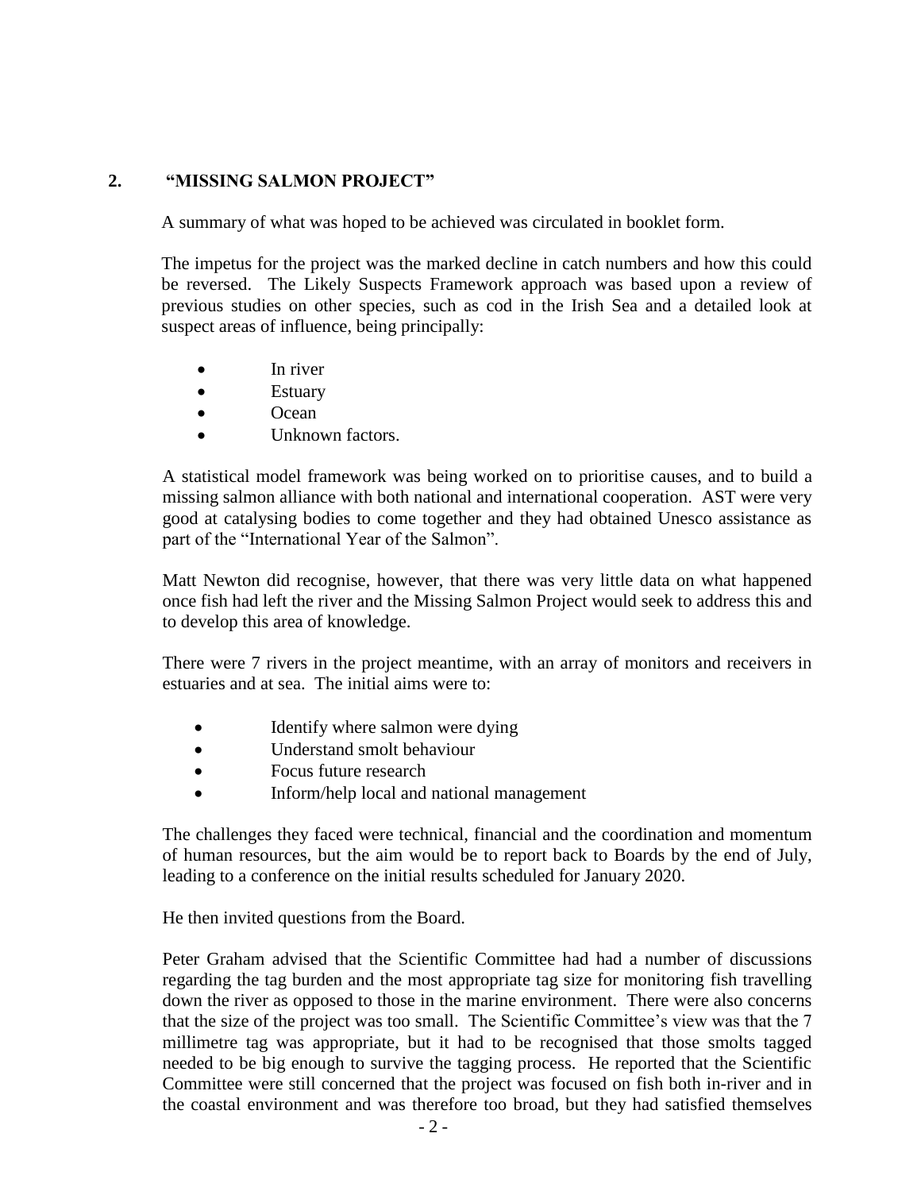## 2. "MISSING SALMON PROJECT"

A summary of what was hoped to be achieved was circulated in booklet form.

The impetus for the project was the marked decline in catch numbers and how this could be reversed. The Likely Suspects Framework approach was based upon a review of previous studies on other species, such as cod in the Irish Sea and a detailed look at suspect areas of influence, being principally:

- In river
- Estuary
- Ocean
- Unknown factors.

A statistical model framework was being worked on to prioritise causes, and to build a missing salmon alliance with both national and international cooperation. AST were very good at catalysing bodies to come together and they had obtained Unesco assistance as part of the "International Year of the Salmon".

Matt Newton did recognise, however, that there was very little data on what happened once fish had left the river and the Missing Salmon Project would seek to address this and to develop this area of knowledge.

There were 7 rivers in the project meantime, with an array of monitors and receivers in estuaries and at sea. The initial aims were to:

- Identify where salmon were dying
- Understand smolt behaviour
- Focus future research
- Inform/help local and national management

The challenges they faced were technical, financial and the coordination and momentum of human resources, but the aim would be to report back to Boards by the end of July, leading to a conference on the initial results scheduled for January 2020.

He then invited questions from the Board.

Peter Graham advised that the Scientific Committee had had a number of discussions regarding the tag burden and the most appropriate tag size for monitoring fish travelling down the river as opposed to those in the marine environment. There were also concerns that the size of the project was too small. The Scientific Committee's view was that the 7 millimetre tag was appropriate, but it had to be recognised that those smolts tagged needed to be big enough to survive the tagging process. He reported that the Scientific Committee were still concerned that the project was focused on fish both in-river and in the coastal environment and was therefore too broad, but they had satisfied themselves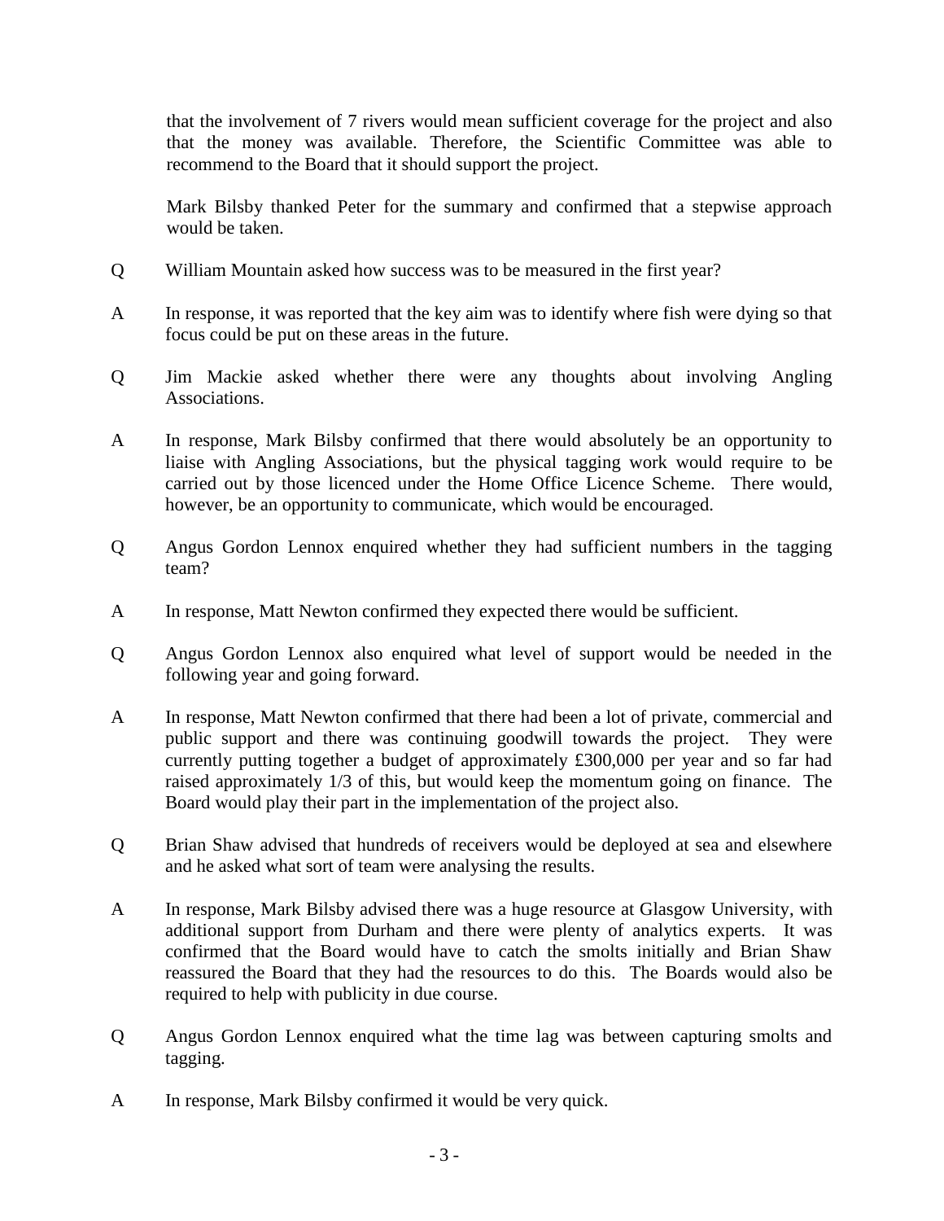that the involvement of 7 rivers would mean sufficient coverage for the project and also that the money was available. Therefore, the Scientific Committee was able to recommend to the Board that it should support the project.

Mark Bilsby thanked Peter for the summary and confirmed that a stepwise approach would be taken.

Q William Mountain asked how success was to be measured in the first year?

A In response, it was reported that the key aim was to identify where fish were dying so that focus could be put on these areas in the future.

Q Jim Mackie asked whether there were any thoughts about involving Angling Associations.

A In response, Mark Bilsby confirmed that there would absolutely be an opportunity to liaise with Angling Associations, but the physical tagging work would require to be carried out by those licenced under the Home Office Licence Scheme. There would, however, be an opportunity to communicate, which would be encouraged.

Q Angus Gordon Lennox enquired whether they had sufficient numbers in the tagging team?

A In response, Matt Newton confirmed they expected there would be sufficient.

Q Angus Gordon Lennox also enquired what level of support would be needed in the following year and going forward.

A In response, Matt Newton confirmed that there had been a lot of private, commercial and public support and there was continuing goodwill towards the project. They were currently putting together a budget of approximately £300,000 per year and so far had raised approximately 1/3 of this, but would keep the momentum going on finance. The Board would play their part in the implementation of the project also.

Q Brian Shaw advised that hundreds of receivers would be deployed at sea and elsewhere and he asked what sort of team were analysing the results.

A In response, Mark Bilsby advised there was a huge resource at Glasgow University, with additional support from Durham and there were plenty of analytics experts. It was confirmed that the Board would have to catch the smolts initially and Brian Shaw reassured the Board that they had the resources to do this. The Boards would also be required to help with publicity in due course.

Q Angus Gordon Lennox enquired what the time lag was between capturing smolts and tagging.

A In response, Mark Bilsby confirmed it would be very quick.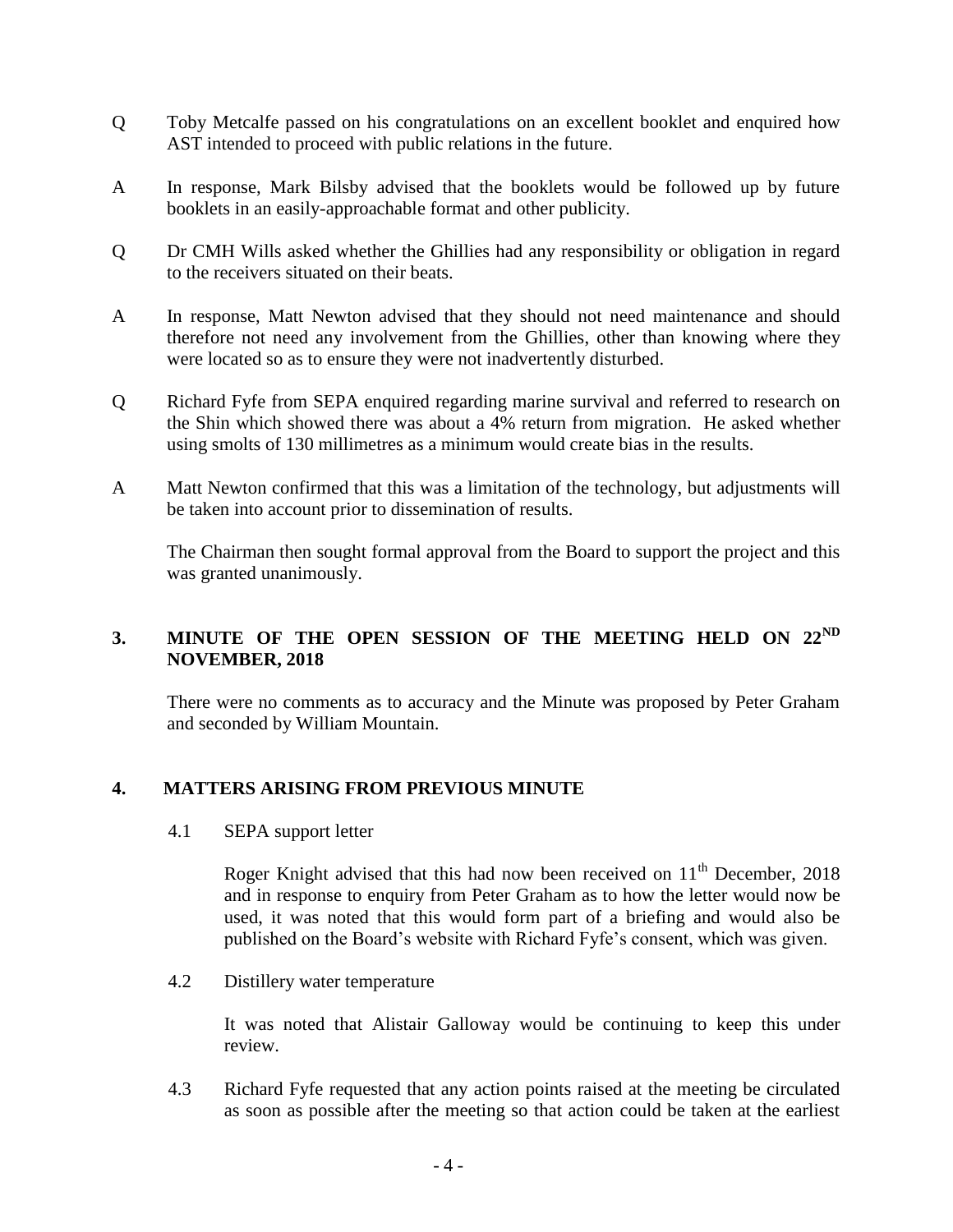Q Toby Metcalfe passed on his congratulations on an excellent booklet and enquired how AST intended to proceed with public relations in the future.

A In response, Mark Bilsby advised that the booklets would be followed up by future booklets in an easily-approachable format and other publicity.

Q Dr CMH Wills asked whether the Ghillies had any responsibility or obligation in regard to the receivers situated on their beats.

A In response, Matt Newton advised that they should not need maintenance and should therefore not need any involvement from the Ghillies, other than knowing where they were located so as to ensure they were not inadvertently disturbed.

Q Richard Fyfe from SEPA enquired regarding marine survival and referred to research on the Shin which showed there was about a 4% return from migration. He asked whether using smolts of 130 millimetres as a minimum would create bias in the results.

A Matt Newton confirmed that this was a limitation of the technology, but adjustments will be taken into account prior to dissemination of results.

The Chairman then sought formal approval from the Board to support the project and this was granted unanimously.

## 3. MINUTE OF THE OPEN SESSION OF THE MEETING HELD ON 22ND NOVEMBER, 2018

There were no comments as to accuracy and the Minute was proposed by Peter Graham and seconded by William Mountain.

## 4. MATTERS ARISING FROM PREVIOUS MINUTE

4.1 SEPA support letter

Roger Knight advised that this had now been received on 11th December, 2018 and in response to enquiry from Peter Graham as to how the letter would now be used, it was noted that this would form part of a briefing and would also be published on the Board's website with Richard Fyfe's consent, which was given.

4.2 Distillery water temperature

It was noted that Alistair Galloway would be continuing to keep this under review.

4.3 Richard Fyfe requested that any action points raised at the meeting be circulated as soon as possible after the meeting so that action could be taken at the earliest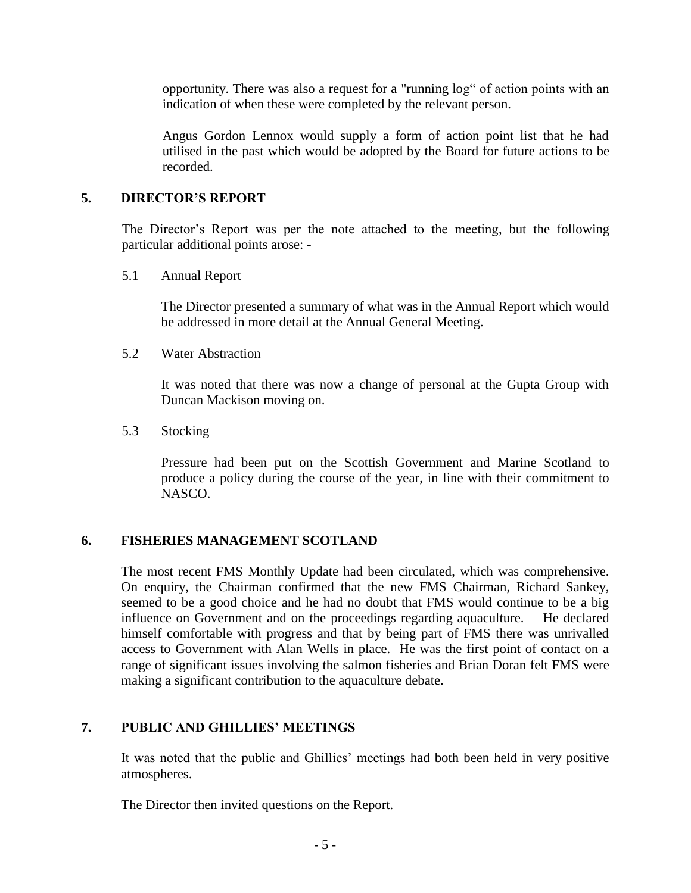opportunity. There was also a request for a "running log" of action points with an indication of when these were completed by the relevant person.

Angus Gordon Lennox would supply a form of action point list that he had utilised in the past which would be adopted by the Board for future actions to be recorded.

## 5. DIRECTOR'S REPORT

The Director's Report was per the note attached to the meeting, but the following particular additional points arose: -

### 5.1 Annual Report

The Director presented a summary of what was in the Annual Report which would be addressed in more detail at the Annual General Meeting.

### 5.2 Water Abstraction

It was noted that there was now a change of personal at the Gupta Group with Duncan Mackison moving on.

### 5.3 Stocking

Pressure had been put on the Scottish Government and Marine Scotland to produce a policy during the course of the year, in line with their commitment to NASCO.

## 6. FISHERIES MANAGEMENT SCOTLAND

The most recent FMS Monthly Update had been circulated, which was comprehensive. On enquiry, the Chairman confirmed that the new FMS Chairman, Richard Sankey, seemed to be a good choice and he had no doubt that FMS would continue to be a big influence on Government and on the proceedings regarding aquaculture. He declared himself comfortable with progress and that by being part of FMS there was unrivalled access to Government with Alan Wells in place. He was the first point of contact on a range of significant issues involving the salmon fisheries and Brian Doran felt FMS were making a significant contribution to the aquaculture debate.

## 7. PUBLIC AND GHILLIES' MEETINGS

It was noted that the public and Ghillies' meetings had both been held in very positive atmospheres.

The Director then invited questions on the Report.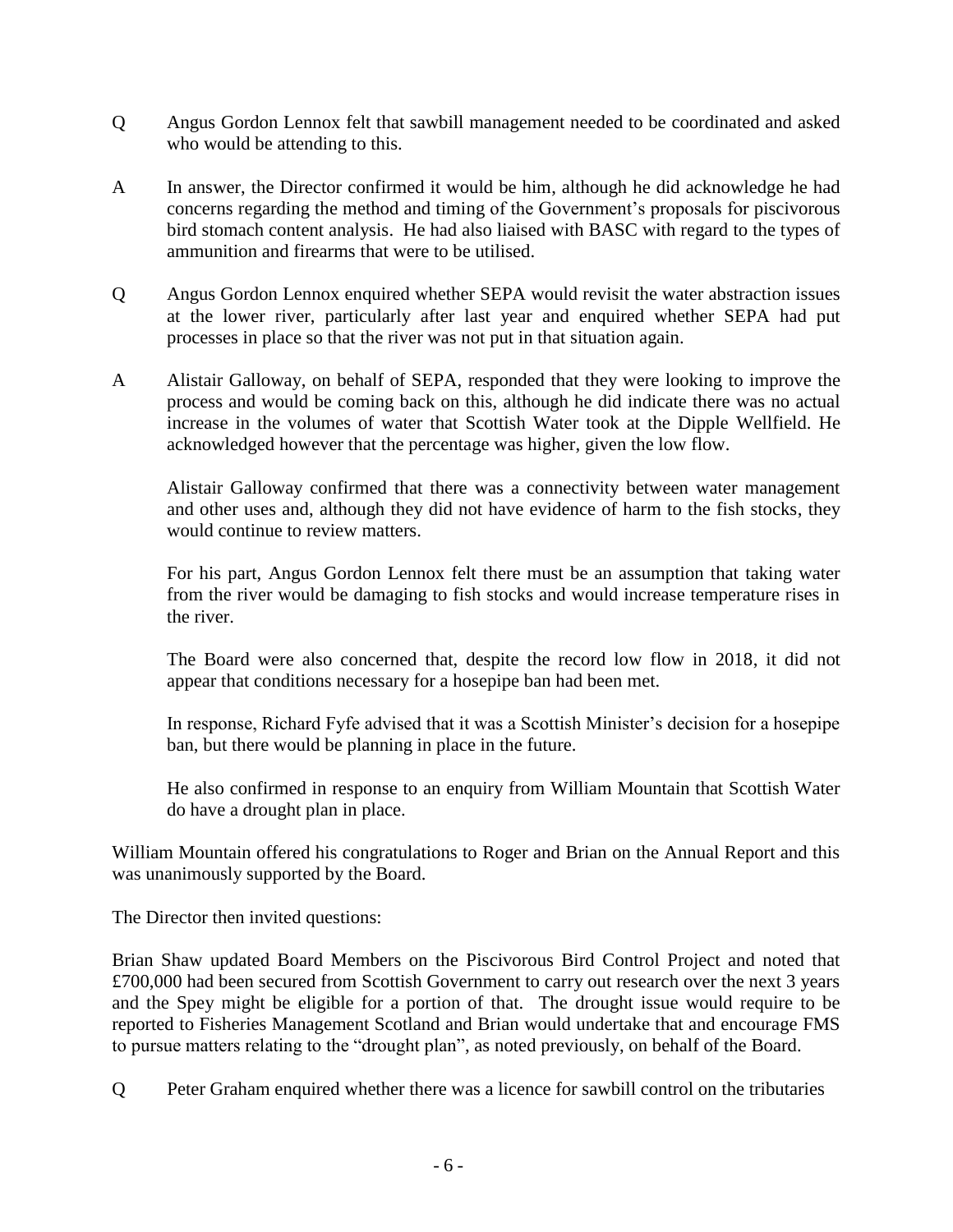Q Angus Gordon Lennox felt that sawbill management needed to be coordinated and asked who would be attending to this.

A In answer, the Director confirmed it would be him, although he did acknowledge he had concerns regarding the method and timing of the Government's proposals for piscivorous bird stomach content analysis. He had also liaised with BASC with regard to the types of ammunition and firearms that were to be utilised.

Q Angus Gordon Lennox enquired whether SEPA would revisit the water abstraction issues at the lower river, particularly after last year and enquired whether SEPA had put processes in place so that the river was not put in that situation again.

A Alistair Galloway, on behalf of SEPA, responded that they were looking to improve the process and would be coming back on this, although he did indicate there was no actual increase in the volumes of water that Scottish Water took at the Dipple Wellfield. He acknowledged however that the percentage was higher, given the low flow.

Alistair Galloway confirmed that there was a connectivity between water management and other uses and, although they did not have evidence of harm to the fish stocks, they would continue to review matters.

For his part, Angus Gordon Lennox felt there must be an assumption that taking water from the river would be damaging to fish stocks and would increase temperature rises in the river.

The Board were also concerned that, despite the record low flow in 2018, it did not appear that conditions necessary for a hosepipe ban had been met.

In response, Richard Fyfe advised that it was a Scottish Minister's decision for a hosepipe ban, but there would be planning in place in the future.

He also confirmed in response to an enquiry from William Mountain that Scottish Water do have a drought plan in place.

William Mountain offered his congratulations to Roger and Brian on the Annual Report and this was unanimously supported by the Board.

The Director then invited questions:

Brian Shaw updated Board Members on the Piscivorous Bird Control Project and noted that £700,000 had been secured from Scottish Government to carry out research over the next 3 years and the Spey might be eligible for a portion of that. The drought issue would require to be reported to Fisheries Management Scotland and Brian would undertake that and encourage FMS to pursue matters relating to the "drought plan", as noted previously, on behalf of the Board.

Q Peter Graham enquired whether there was a licence for sawbill control on the tributaries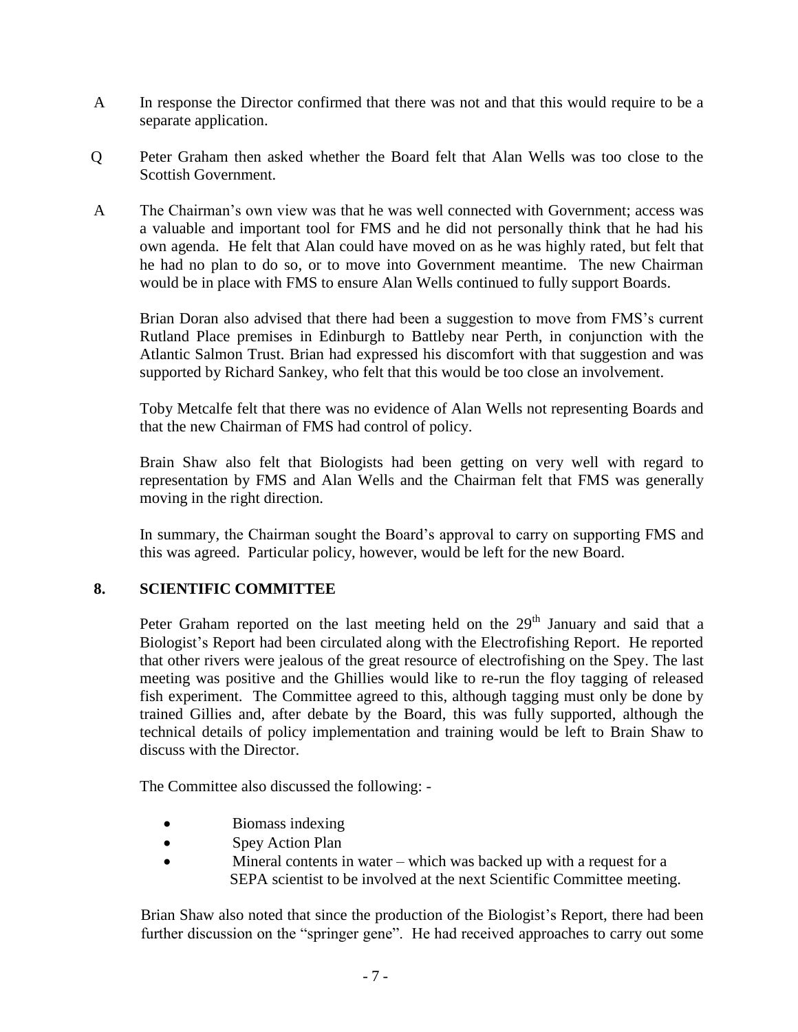A In response the Director confirmed that there was not and that this would require to be a separate application.

Q Peter Graham then asked whether the Board felt that Alan Wells was too close to the Scottish Government.

A The Chairman's own view was that he was well connected with Government; access was a valuable and important tool for FMS and he did not personally think that he had his own agenda. He felt that Alan could have moved on as he was highly rated, but felt that he had no plan to do so, or to move into Government meantime. The new Chairman would be in place with FMS to ensure Alan Wells continued to fully support Boards.

Brian Doran also advised that there had been a suggestion to move from FMS's current Rutland Place premises in Edinburgh to Battleby near Perth, in conjunction with the Atlantic Salmon Trust. Brian had expressed his discomfort with that suggestion and was supported by Richard Sankey, who felt that this would be too close an involvement.

Toby Metcalfe felt that there was no evidence of Alan Wells not representing Boards and that the new Chairman of FMS had control of policy.

Brain Shaw also felt that Biologists had been getting on very well with regard to representation by FMS and Alan Wells and the Chairman felt that FMS was generally moving in the right direction.

In summary, the Chairman sought the Board's approval to carry on supporting FMS and this was agreed. Particular policy, however, would be left for the new Board.

## 8. SCIENTIFIC COMMITTEE

Peter Graham reported on the last meeting held on the 29th January and said that a Biologist's Report had been circulated along with the Electrofishing Report. He reported that other rivers were jealous of the great resource of electrofishing on the Spey. The last meeting was positive and the Ghillies would like to re-run the floy tagging of released fish experiment. The Committee agreed to this, although tagging must only be done by trained Gillies and, after debate by the Board, this was fully supported, although the technical details of policy implementation and training would be left to Brain Shaw to discuss with the Director.

The Committee also discussed the following: -

- Biomass indexing
- Spey Action Plan
- Mineral contents in water – which was backed up with a request for a SEPA scientist to be involved at the next Scientific Committee meeting.

Brian Shaw also noted that since the production of the Biologist's Report, there had been further discussion on the "springer gene". He had received approaches to carry out some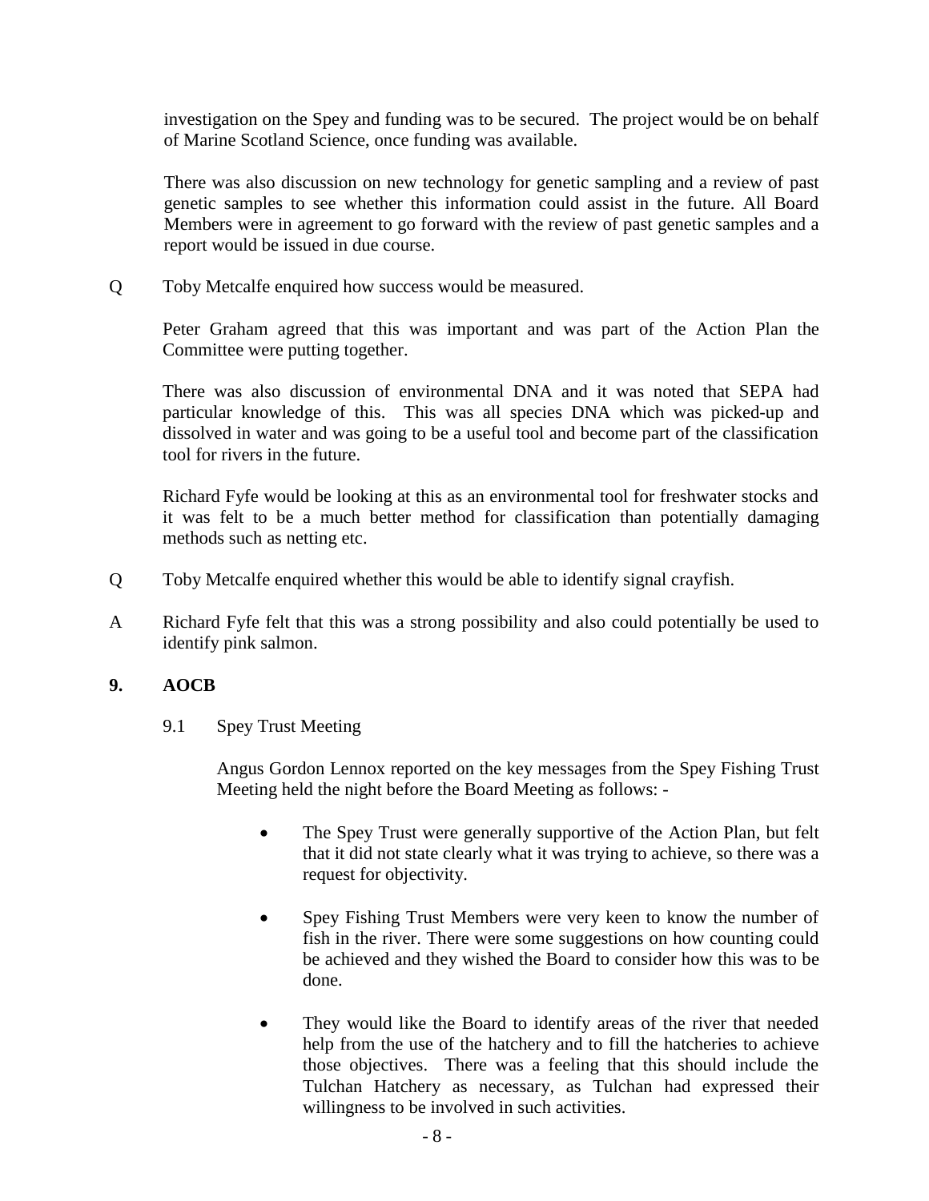investigation on the Spey and funding was to be secured. The project would be on behalf of Marine Scotland Science, once funding was available.

There was also discussion on new technology for genetic sampling and a review of past genetic samples to see whether this information could assist in the future. All Board Members were in agreement to go forward with the review of past genetic samples and a report would be issued in due course.

Q Toby Metcalfe enquired how success would be measured.

Peter Graham agreed that this was important and was part of the Action Plan the Committee were putting together.

There was also discussion of environmental DNA and it was noted that SEPA had particular knowledge of this. This was all species DNA which was picked-up and dissolved in water and was going to be a useful tool and become part of the classification tool for rivers in the future.

Richard Fyfe would be looking at this as an environmental tool for freshwater stocks and it was felt to be a much better method for classification than potentially damaging methods such as netting etc.

Q Toby Metcalfe enquired whether this would be able to identify signal crayfish.

A Richard Fyfe felt that this was a strong possibility and also could potentially be used to identify pink salmon.

## 9. AOCB

9.1 Spey Trust Meeting

Angus Gordon Lennox reported on the key messages from the Spey Fishing Trust Meeting held the night before the Board Meeting as follows: -

- The Spey Trust were generally supportive of the Action Plan, but felt that it did not state clearly what it was trying to achieve, so there was a request for objectivity.
- Spey Fishing Trust Members were very keen to know the number of fish in the river. There were some suggestions on how counting could be achieved and they wished the Board to consider how this was to be done.
- They would like the Board to identify areas of the river that needed help from the use of the hatchery and to fill the hatcheries to achieve those objectives. There was a feeling that this should include the Tulchan Hatchery as necessary, as Tulchan had expressed their willingness to be involved in such activities.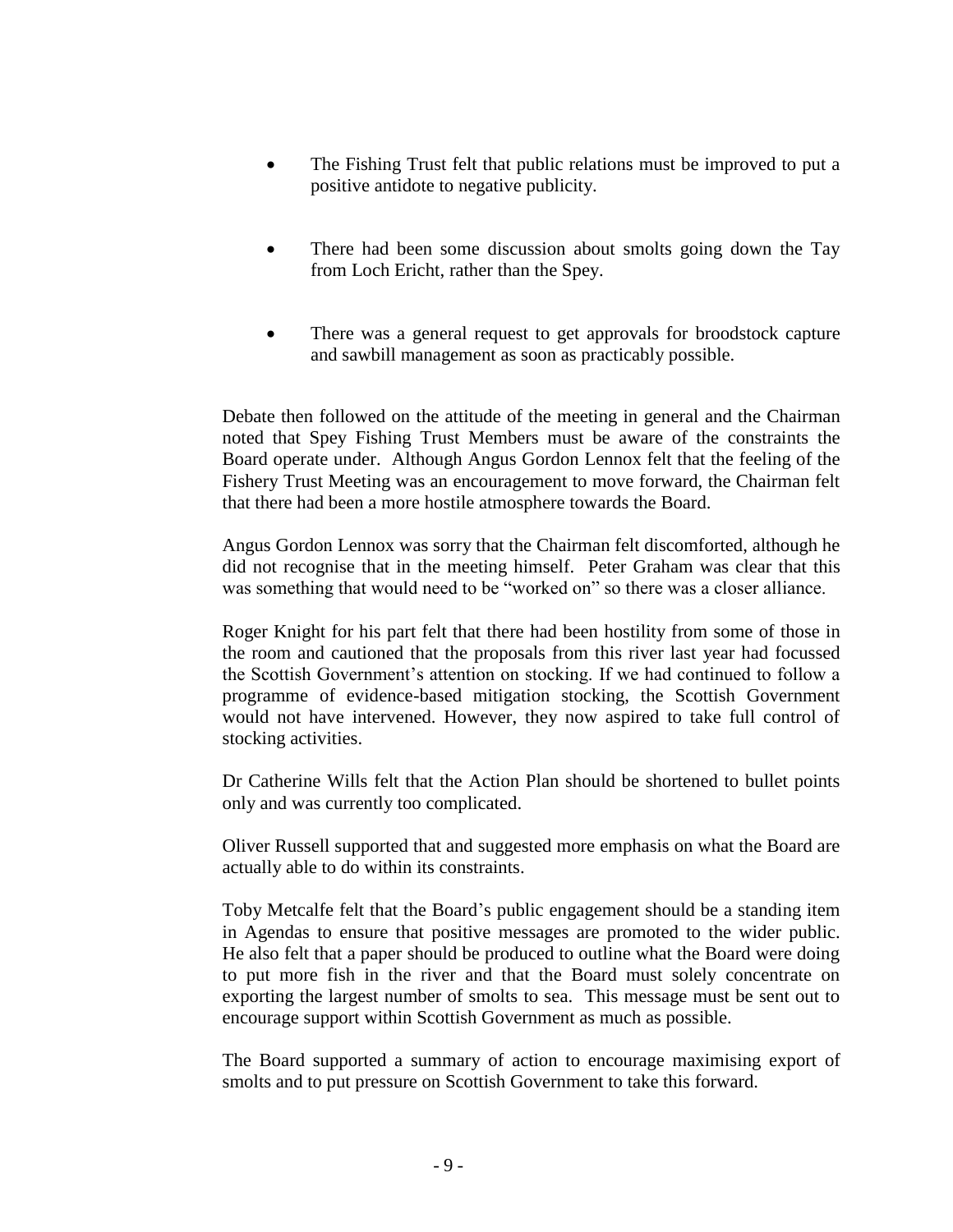- The Fishing Trust felt that public relations must be improved to put a positive antidote to negative publicity.

- There had been some discussion about smolts going down the Tay from Loch Ericht, rather than the Spey.

- There was a general request to get approvals for broodstock capture and sawbill management as soon as practicably possible.

Debate then followed on the attitude of the meeting in general and the Chairman noted that Spey Fishing Trust Members must be aware of the constraints the Board operate under. Although Angus Gordon Lennox felt that the feeling of the Fishery Trust Meeting was an encouragement to move forward, the Chairman felt that there had been a more hostile atmosphere towards the Board.

Angus Gordon Lennox was sorry that the Chairman felt discomforted, although he did not recognise that in the meeting himself. Peter Graham was clear that this was something that would need to be "worked on" so there was a closer alliance.

Roger Knight for his part felt that there had been hostility from some of those in the room and cautioned that the proposals from this river last year had focussed the Scottish Government's attention on stocking. If we had continued to follow a programme of evidence-based mitigation stocking, the Scottish Government would not have intervened. However, they now aspired to take full control of stocking activities.

Dr Catherine Wills felt that the Action Plan should be shortened to bullet points only and was currently too complicated.

Oliver Russell supported that and suggested more emphasis on what the Board are actually able to do within its constraints.

Toby Metcalfe felt that the Board's public engagement should be a standing item in Agendas to ensure that positive messages are promoted to the wider public. He also felt that a paper should be produced to outline what the Board were doing to put more fish in the river and that the Board must solely concentrate on exporting the largest number of smolts to sea. This message must be sent out to encourage support within Scottish Government as much as possible.

The Board supported a summary of action to encourage maximising export of smolts and to put pressure on Scottish Government to take this forward.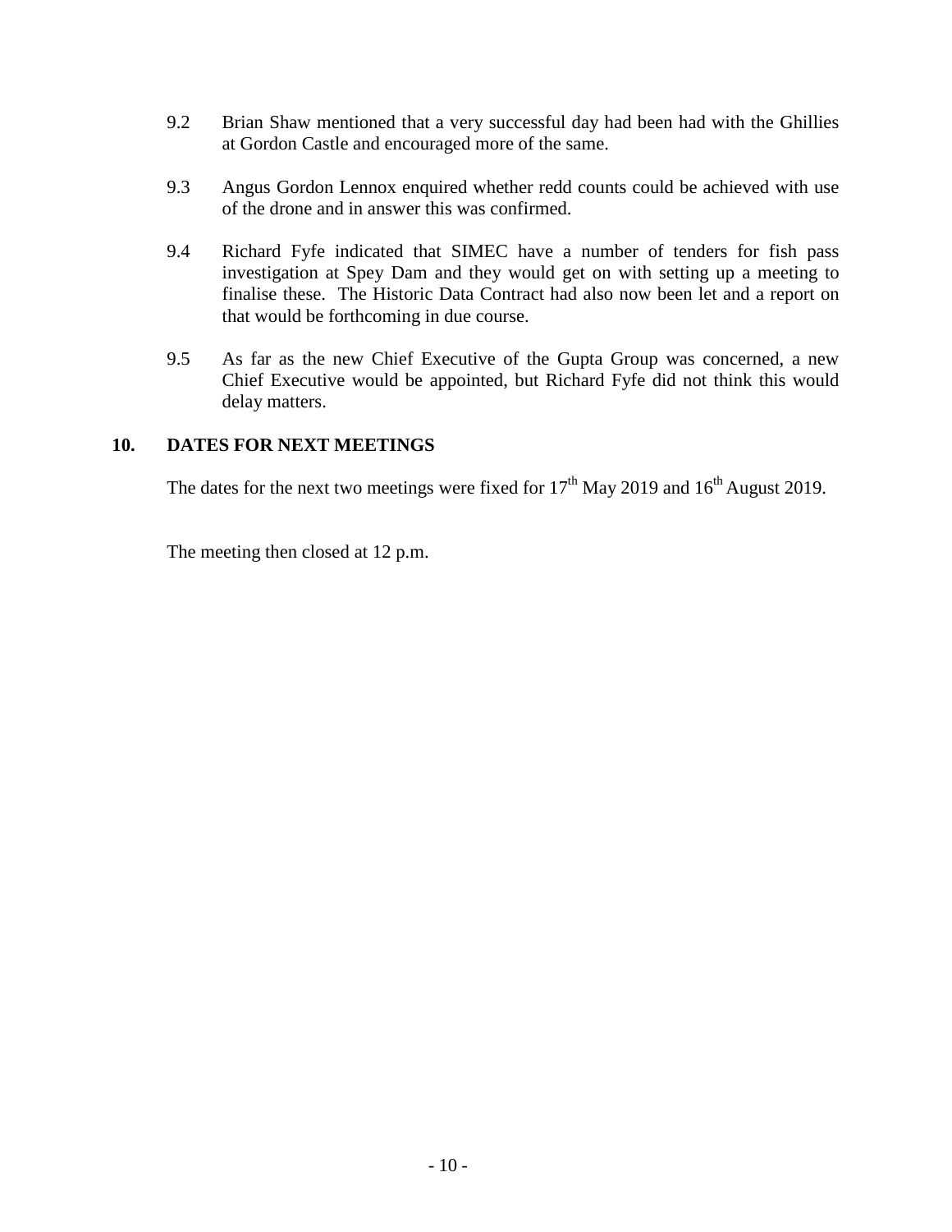9.2 Brian Shaw mentioned that a very successful day had been had with the Ghillies at Gordon Castle and encouraged more of the same.

9.3 Angus Gordon Lennox enquired whether redd counts could be achieved with use of the drone and in answer this was confirmed.

9.4 Richard Fyfe indicated that SIMEC have a number of tenders for fish pass investigation at Spey Dam and they would get on with setting up a meeting to finalise these. The Historic Data Contract had also now been let and a report on that would be forthcoming in due course.

9.5 As far as the new Chief Executive of the Gupta Group was concerned, a new Chief Executive would be appointed, but Richard Fyfe did not think this would delay matters.

## 10. DATES FOR NEXT MEETINGS

The dates for the next two meetings were fixed for 17th May 2019 and 16th August 2019.

The meeting then closed at 12 p.m.